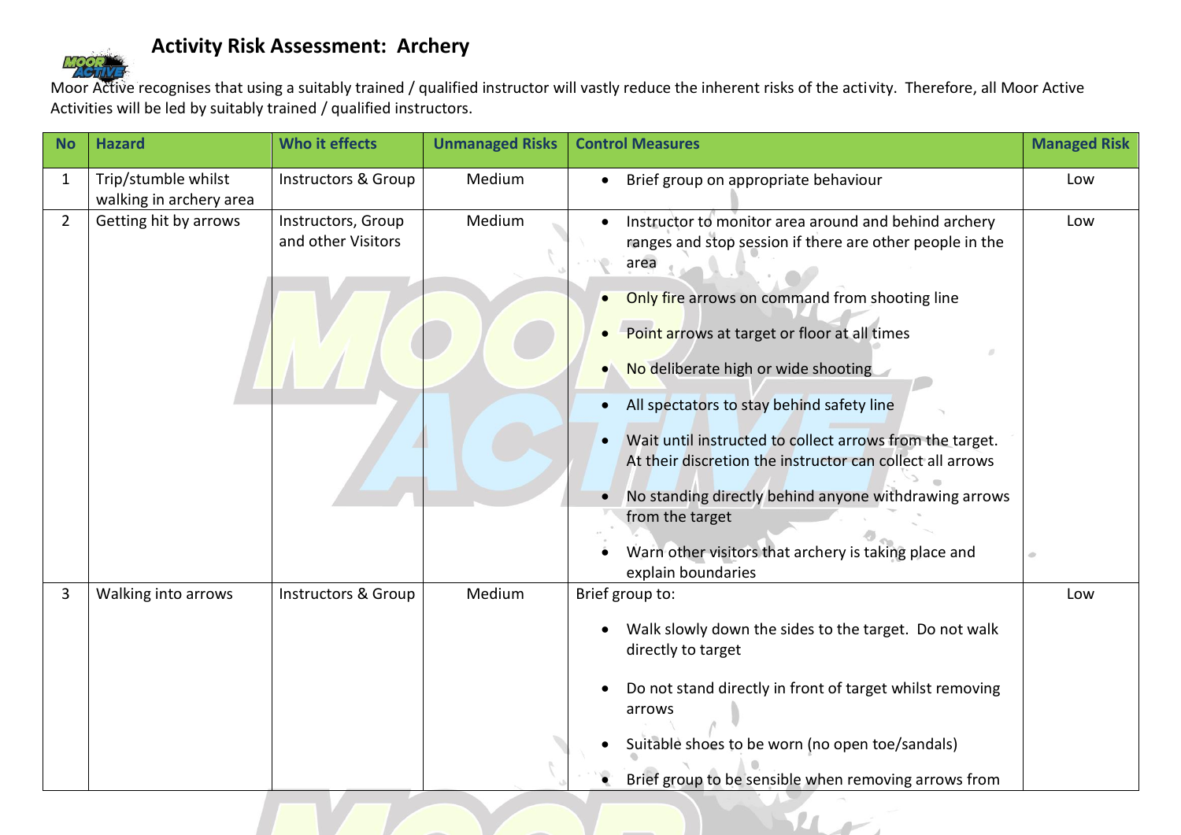# Activity Risk Assessment: Archery

Moor Active recognises that using a suitably trained / qualified instructor will vastly reduce the inherent risks of the activity. Therefore, all Moor Active Activities will be led by suitably trained / qualified instructors.

| No | Hazard | Who it effects | Unmanaged Risks | Control Measures | Managed Risk |
|---|---|---|---|---|---|
| 1 | Trip/stumble whilst walking in archery area | Instructors & Group | Medium | • Brief group on appropriate behaviour | Low |
| 2 | Getting hit by arrows | Instructors, Group and other Visitors | Medium | • Instructor to monitor area around and behind archery ranges and stop session if there are other people in the area<br>• Only fire arrows on command from shooting line<br>• Point arrows at target or floor at all times<br>• No deliberate high or wide shooting<br>• All spectators to stay behind safety line<br>• Wait until instructed to collect arrows from the target. At their discretion the instructor can collect all arrows<br>• No standing directly behind anyone withdrawing arrows from the target<br>• Warn other visitors that archery is taking place and explain boundaries | Low |
| 3 | Walking into arrows | Instructors & Group | Medium | Brief group to:<br>• Walk slowly down the sides to the target. Do not walk directly to target<br>• Do not stand directly in front of target whilst removing arrows<br>• Suitable shoes to be worn (no open toe/sandals)<br>• Brief group to be sensible when removing arrows from | Low |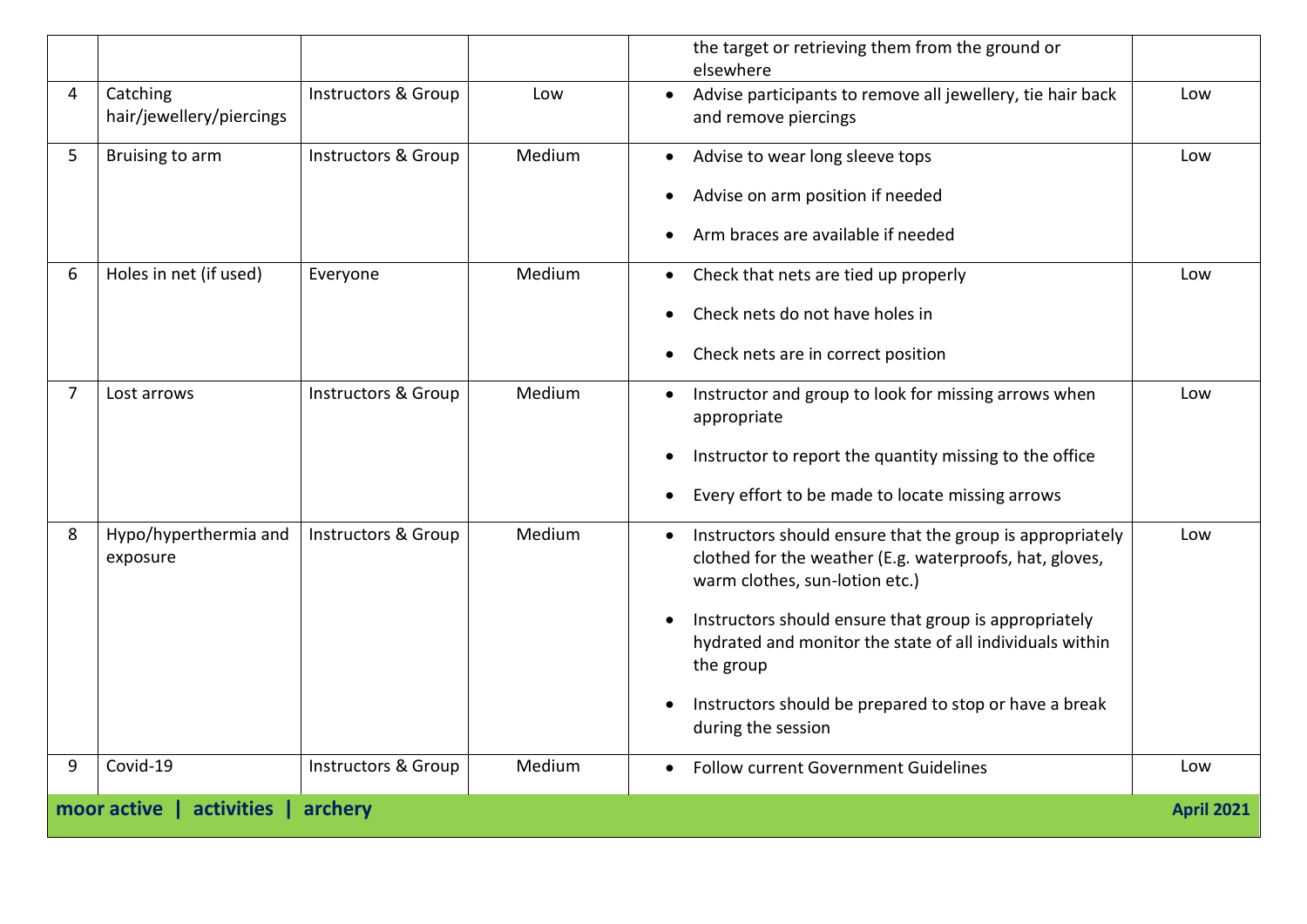| | | | | | |
|---|---|---|---|---|---|
| | | | | the target or retrieving them from the ground or elsewhere | |
| 4 | Catching hair/jewellery/piercings | Instructors & Group | Low | • Advise participants to remove all jewellery, tie hair back and remove piercings | Low |
| 5 | Bruising to arm | Instructors & Group | Medium | • Advise to wear long sleeve tops<br>• Advise on arm position if needed<br>• Arm braces are available if needed | Low |
| 6 | Holes in net (if used) | Everyone | Medium | • Check that nets are tied up properly<br>• Check nets do not have holes in<br>• Check nets are in correct position | Low |
| 7 | Lost arrows | Instructors & Group | Medium | • Instructor and group to look for missing arrows when appropriate<br>• Instructor to report the quantity missing to the office<br>• Every effort to be made to locate missing arrows | Low |
| 8 | Hypo/hyperthermia and exposure | Instructors & Group | Medium | • Instructors should ensure that the group is appropriately clothed for the weather (E.g. waterproofs, hat, gloves, warm clothes, sun-lotion etc.)<br>• Instructors should ensure that group is appropriately hydrated and monitor the state of all individuals within the group<br>• Instructors should be prepared to stop or have a break during the session | Low |
| 9 | Covid-19 | Instructors & Group | Medium | • Follow current Government Guidelines | Low |